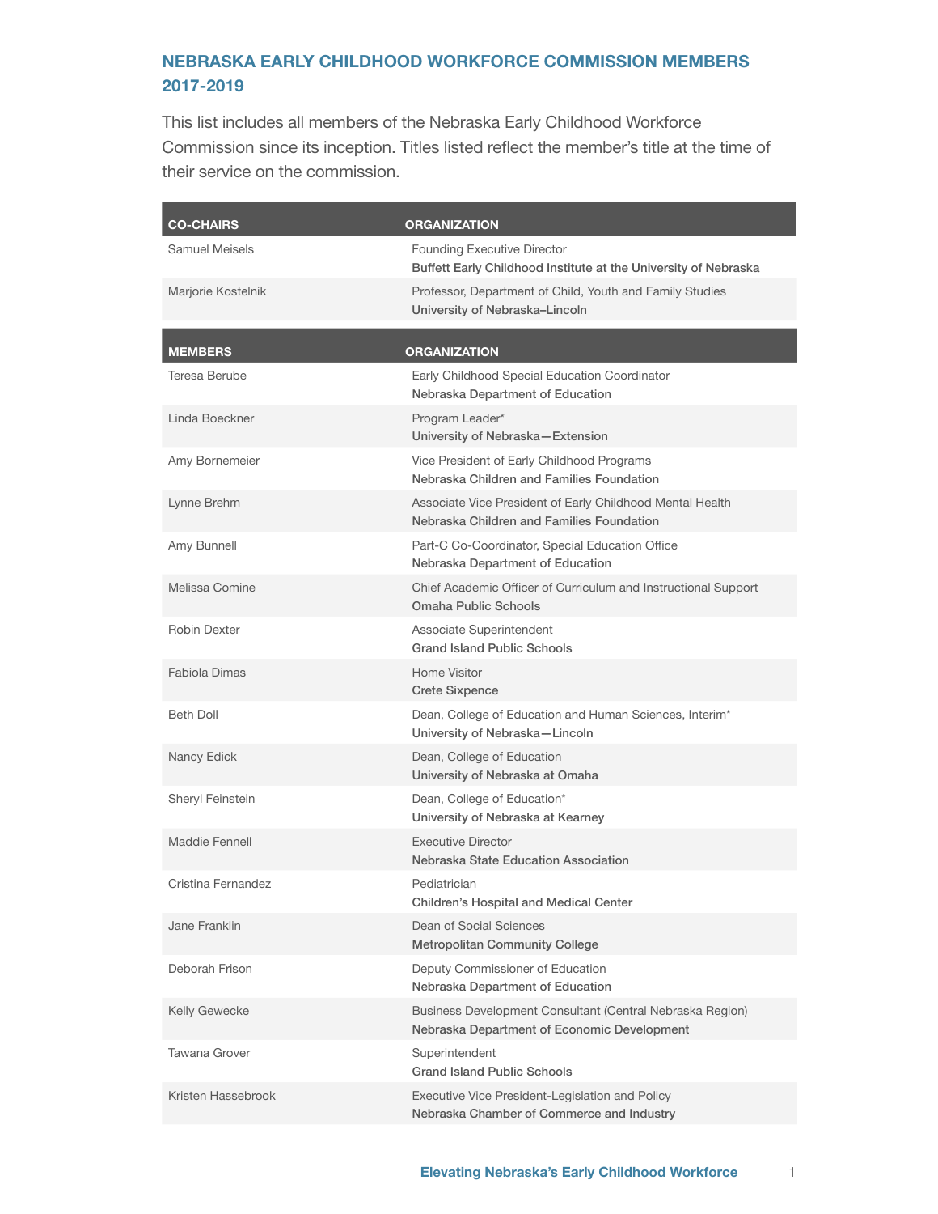## NEBRASKA EARLY CHILDHOOD WORKFORCE COMMISSION MEMBERS 2017-2019

This list includes all members of the Nebraska Early Childhood Workforce Commission since its inception. Titles listed reflect the member's title at the time of their service on the commission.

| CO-CHAIRS | ORGANIZATION |
|---|---|
| Samuel Meisels | Founding Executive Director **Buffett Early Childhood Institute at the University of Nebraska** |
| Marjorie Kostelnik | Professor, Department of Child, Youth and Family Studies **University of Nebraska–Lincoln** |

| MEMBERS | ORGANIZATION |
|---|---|
| Teresa Berube | Early Childhood Special Education Coordinator **Nebraska Department of Education** |
| Linda Boeckner | Program Leader* **University of Nebraska—Extension** |
| Amy Bornemeier | Vice President of Early Childhood Programs **Nebraska Children and Families Foundation** |
| Lynne Brehm | Associate Vice President of Early Childhood Mental Health **Nebraska Children and Families Foundation** |
| Amy Bunnell | Part-C Co-Coordinator, Special Education Office **Nebraska Department of Education** |
| Melissa Comine | Chief Academic Officer of Curriculum and Instructional Support **Omaha Public Schools** |
| Robin Dexter | Associate Superintendent **Grand Island Public Schools** |
| Fabiola Dimas | Home Visitor **Crete Sixpence** |
| Beth Doll | Dean, College of Education and Human Sciences, Interim* **University of Nebraska—Lincoln** |
| Nancy Edick | Dean, College of Education **University of Nebraska at Omaha** |
| Sheryl Feinstein | Dean, College of Education* **University of Nebraska at Kearney** |
| Maddie Fennell | Executive Director **Nebraska State Education Association** |
| Cristina Fernandez | Pediatrician **Children's Hospital and Medical Center** |
| Jane Franklin | Dean of Social Sciences **Metropolitan Community College** |
| Deborah Frison | Deputy Commissioner of Education **Nebraska Department of Education** |
| Kelly Gewecke | Business Development Consultant (Central Nebraska Region) **Nebraska Department of Economic Development** |
| Tawana Grover | Superintendent **Grand Island Public Schools** |
| Kristen Hassebrook | Executive Vice President-Legislation and Policy **Nebraska Chamber of Commerce and Industry** |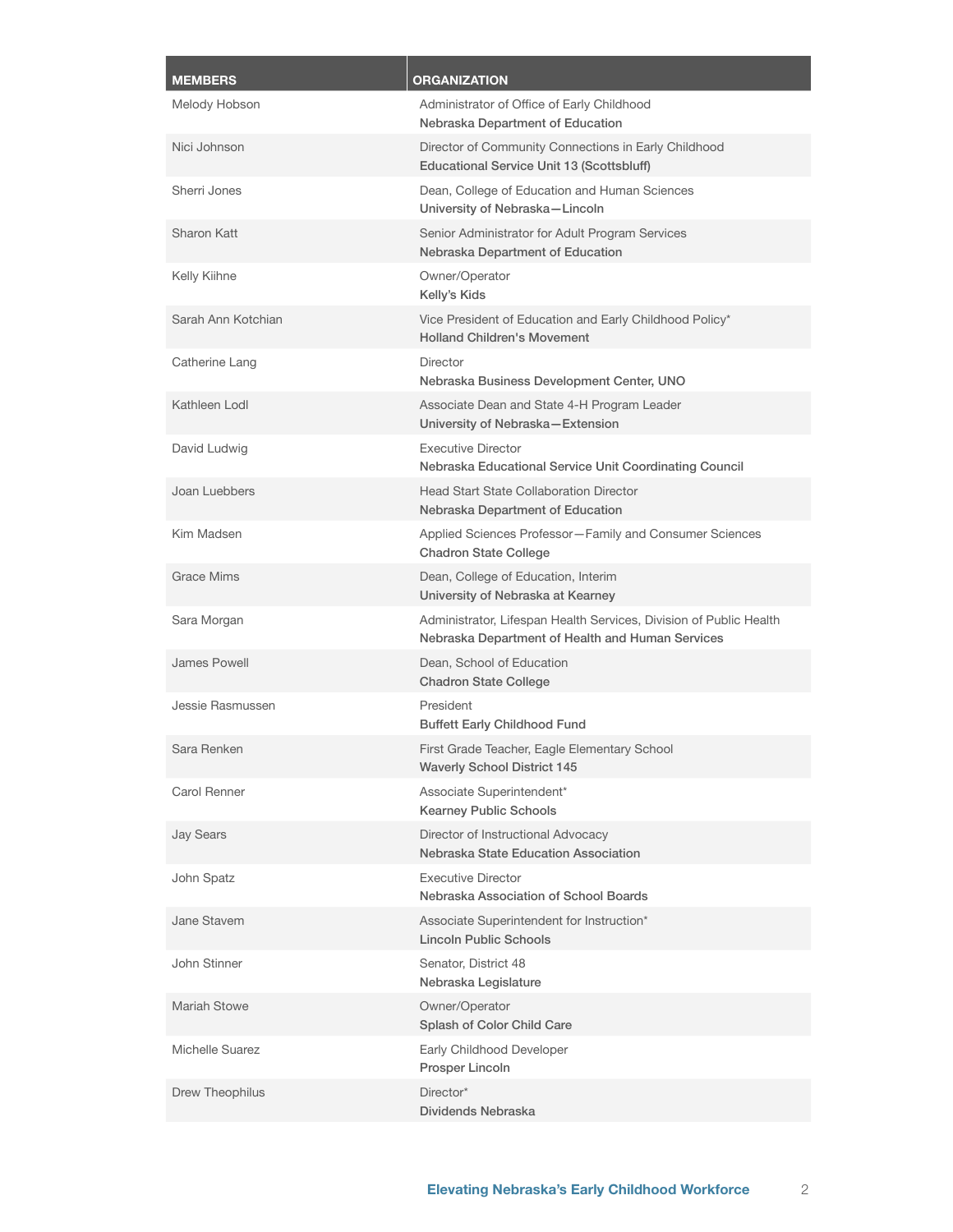| MEMBERS | ORGANIZATION |
| --- | --- |
| Melody Hobson | Administrator of Office of Early Childhood<br>**Nebraska Department of Education** |
| Nici Johnson | Director of Community Connections in Early Childhood<br>**Educational Service Unit 13 (Scottsbluff)** |
| Sherri Jones | Dean, College of Education and Human Sciences<br>**University of Nebraska—Lincoln** |
| Sharon Katt | Senior Administrator for Adult Program Services<br>**Nebraska Department of Education** |
| Kelly Kiihne | Owner/Operator<br>**Kelly's Kids** |
| Sarah Ann Kotchian | Vice President of Education and Early Childhood Policy*<br>**Holland Children's Movement** |
| Catherine Lang | Director<br>**Nebraska Business Development Center, UNO** |
| Kathleen Lodl | Associate Dean and State 4-H Program Leader<br>**University of Nebraska—Extension** |
| David Ludwig | Executive Director<br>**Nebraska Educational Service Unit Coordinating Council** |
| Joan Luebbers | Head Start State Collaboration Director<br>**Nebraska Department of Education** |
| Kim Madsen | Applied Sciences Professor—Family and Consumer Sciences<br>**Chadron State College** |
| Grace Mims | Dean, College of Education, Interim<br>**University of Nebraska at Kearney** |
| Sara Morgan | Administrator, Lifespan Health Services, Division of Public Health<br>**Nebraska Department of Health and Human Services** |
| James Powell | Dean, School of Education<br>**Chadron State College** |
| Jessie Rasmussen | President<br>**Buffett Early Childhood Fund** |
| Sara Renken | First Grade Teacher, Eagle Elementary School<br>**Waverly School District 145** |
| Carol Renner | Associate Superintendent*<br>**Kearney Public Schools** |
| Jay Sears | Director of Instructional Advocacy<br>**Nebraska State Education Association** |
| John Spatz | Executive Director<br>**Nebraska Association of School Boards** |
| Jane Stavem | Associate Superintendent for Instruction*<br>**Lincoln Public Schools** |
| John Stinner | Senator, District 48<br>**Nebraska Legislature** |
| Mariah Stowe | Owner/Operator<br>**Splash of Color Child Care** |
| Michelle Suarez | Early Childhood Developer<br>**Prosper Lincoln** |
| Drew Theophilus | Director*<br>**Dividends Nebraska** |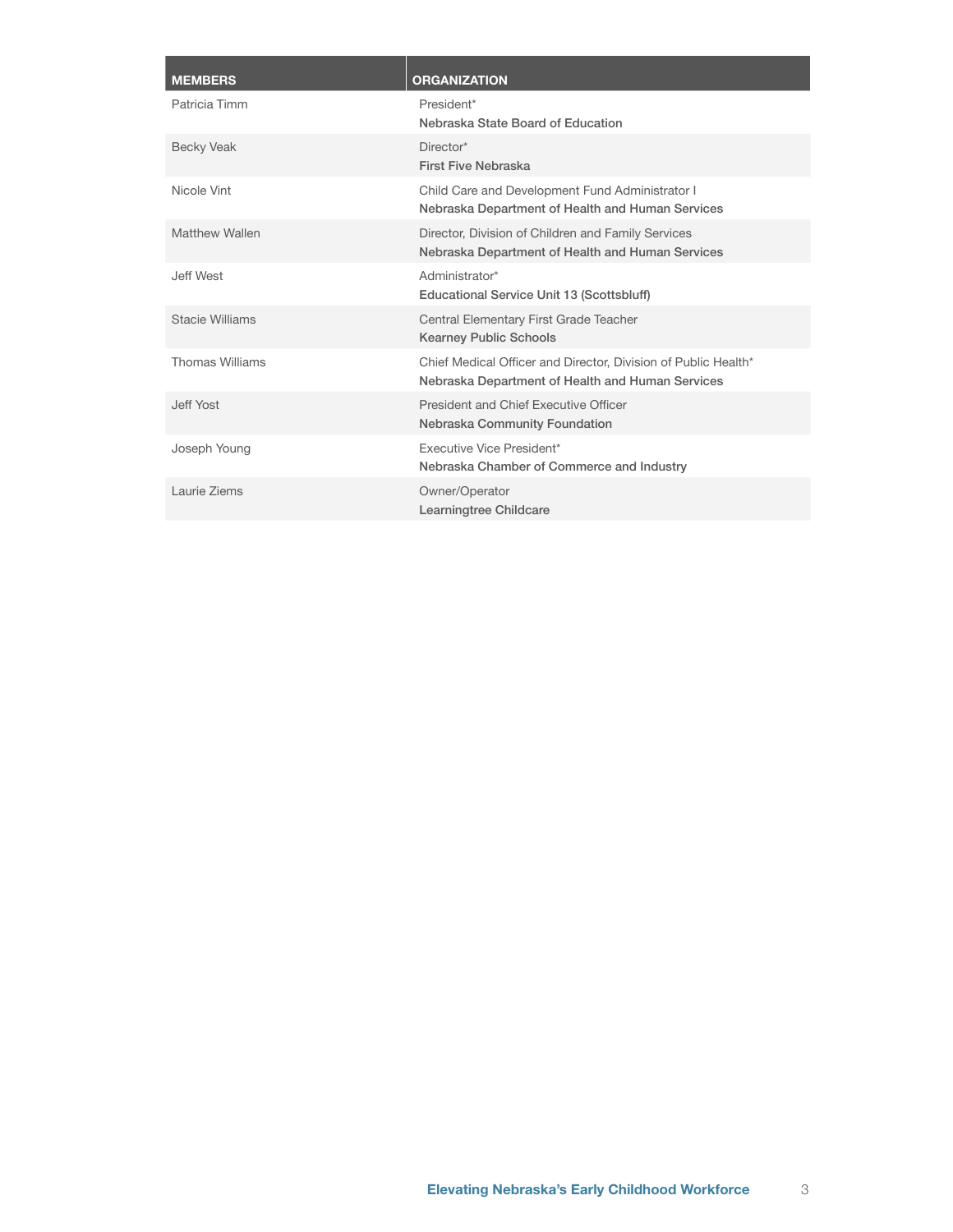| MEMBERS | ORGANIZATION |
| --- | --- |
| Patricia Timm | President*<br>**Nebraska State Board of Education** |
| Becky Veak | Director*<br>**First Five Nebraska** |
| Nicole Vint | Child Care and Development Fund Administrator I<br>**Nebraska Department of Health and Human Services** |
| Matthew Wallen | Director, Division of Children and Family Services<br>**Nebraska Department of Health and Human Services** |
| Jeff West | Administrator*<br>**Educational Service Unit 13 (Scottsbluff)** |
| Stacie Williams | Central Elementary First Grade Teacher<br>**Kearney Public Schools** |
| Thomas Williams | Chief Medical Officer and Director, Division of Public Health*<br>**Nebraska Department of Health and Human Services** |
| Jeff Yost | President and Chief Executive Officer<br>**Nebraska Community Foundation** |
| Joseph Young | Executive Vice President*<br>**Nebraska Chamber of Commerce and Industry** |
| Laurie Ziems | Owner/Operator<br>**Learningtree Childcare** |